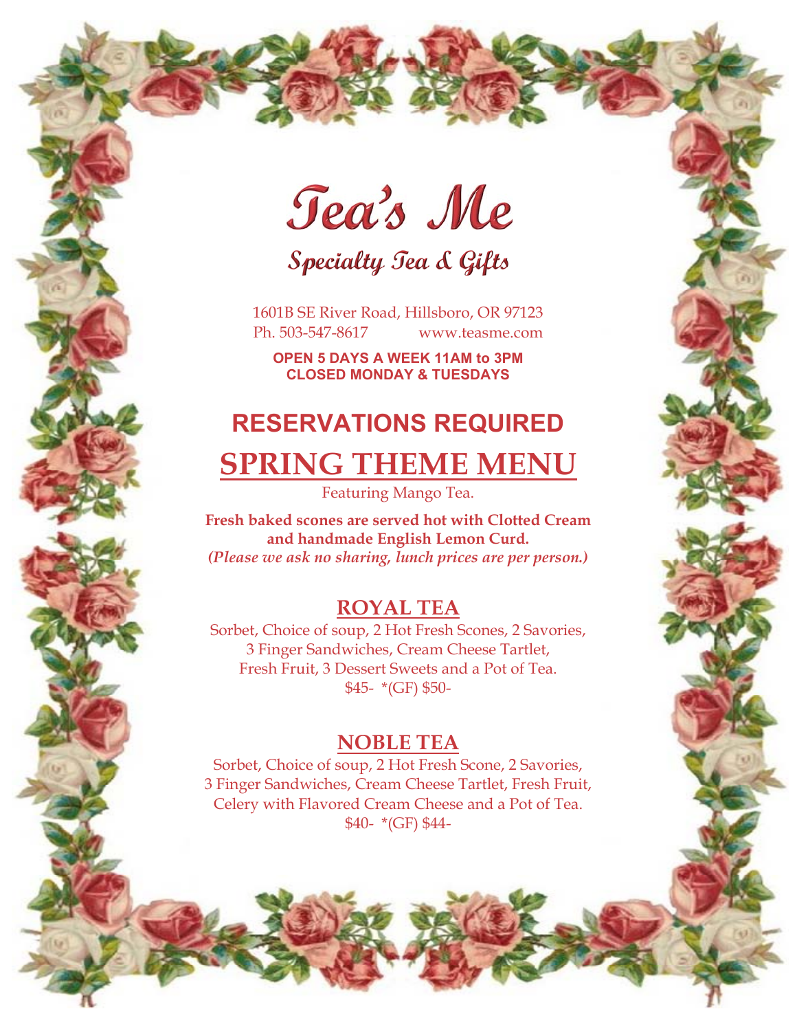# Tea's Me

## Specialty Tea & Gifts

1601B SE River Road, Hillsboro, OR 97123
Ph. 503-547-8617 www.teasme.com

**OPEN 5 DAYS A WEEK 11AM to 3PM**
**CLOSED MONDAY & TUESDAYS**

## RESERVATIONS REQUIRED

# SPRING THEME MENU

Featuring Mango Tea.

**Fresh baked scones are served hot with Clotted Cream and handmade English Lemon Curd.**
***(Please we ask no sharing, lunch prices are per person.)***

## ROYAL TEA

Sorbet, Choice of soup, 2 Hot Fresh Scones, 2 Savories, 3 Finger Sandwiches, Cream Cheese Tartlet, Fresh Fruit, 3 Dessert Sweets and a Pot of Tea.
$45- *(GF) $50-

## NOBLE TEA

Sorbet, Choice of soup, 2 Hot Fresh Scone, 2 Savories, 3 Finger Sandwiches, Cream Cheese Tartlet, Fresh Fruit, Celery with Flavored Cream Cheese and a Pot of Tea.
$40- *(GF) $44-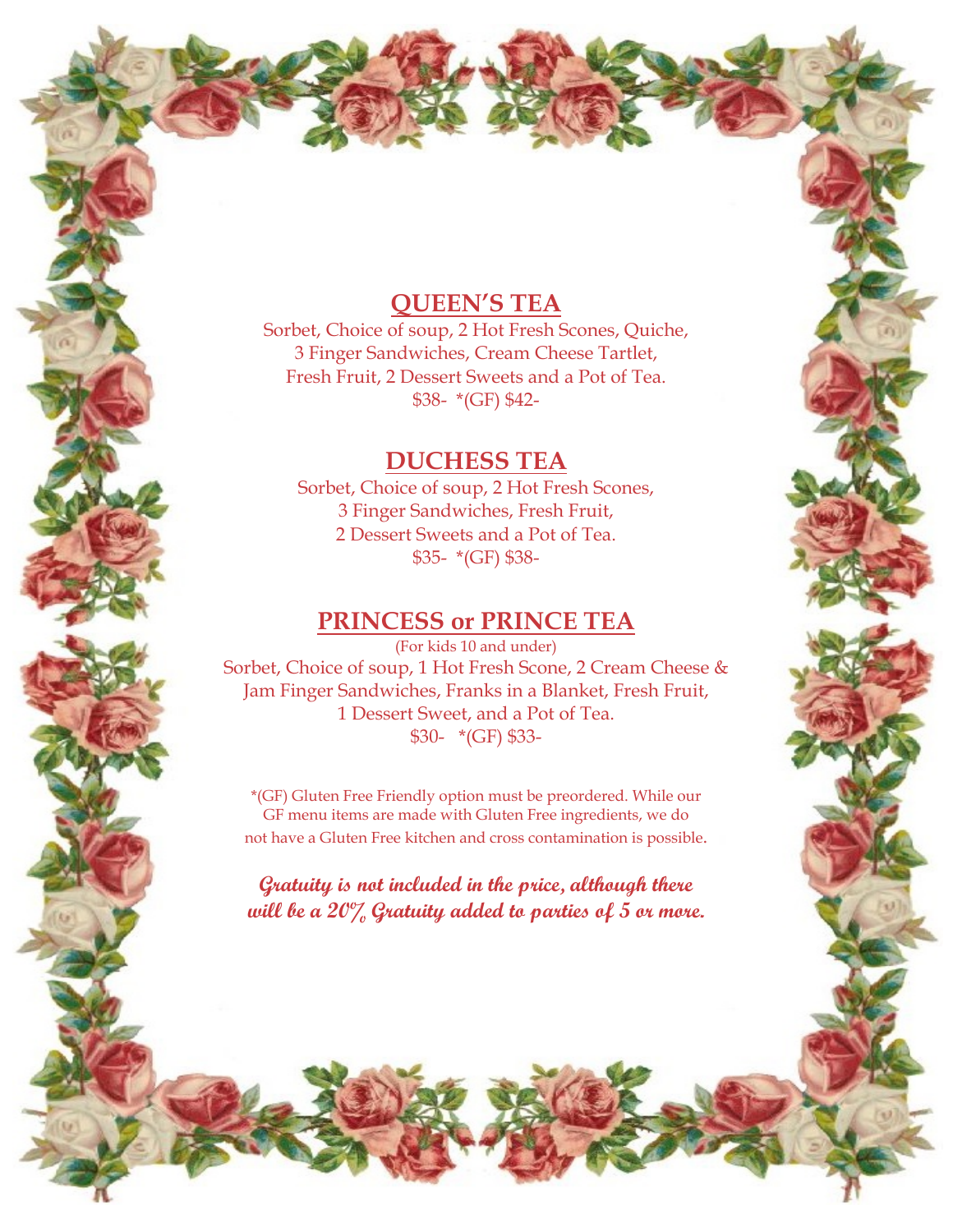## QUEEN'S TEA

Sorbet, Choice of soup, 2 Hot Fresh Scones, Quiche,
3 Finger Sandwiches, Cream Cheese Tartlet,
Fresh Fruit, 2 Dessert Sweets and a Pot of Tea.
$38- *(GF) $42-

## DUCHESS TEA

Sorbet, Choice of soup, 2 Hot Fresh Scones,
3 Finger Sandwiches, Fresh Fruit,
2 Dessert Sweets and a Pot of Tea.
$35- *(GF) $38-

## PRINCESS or PRINCE TEA

(For kids 10 and under)

Sorbet, Choice of soup, 1 Hot Fresh Scone, 2 Cream Cheese &
Jam Finger Sandwiches, Franks in a Blanket, Fresh Fruit,
1 Dessert Sweet, and a Pot of Tea.
$30- *(GF) $33-

*(GF) Gluten Free Friendly option must be preordered. While our GF menu items are made with Gluten Free ingredients, we do not have a Gluten Free kitchen and cross contamination is possible.

***Gratuity is not included in the price, although there will be a 20% Gratuity added to parties of 5 or more.***